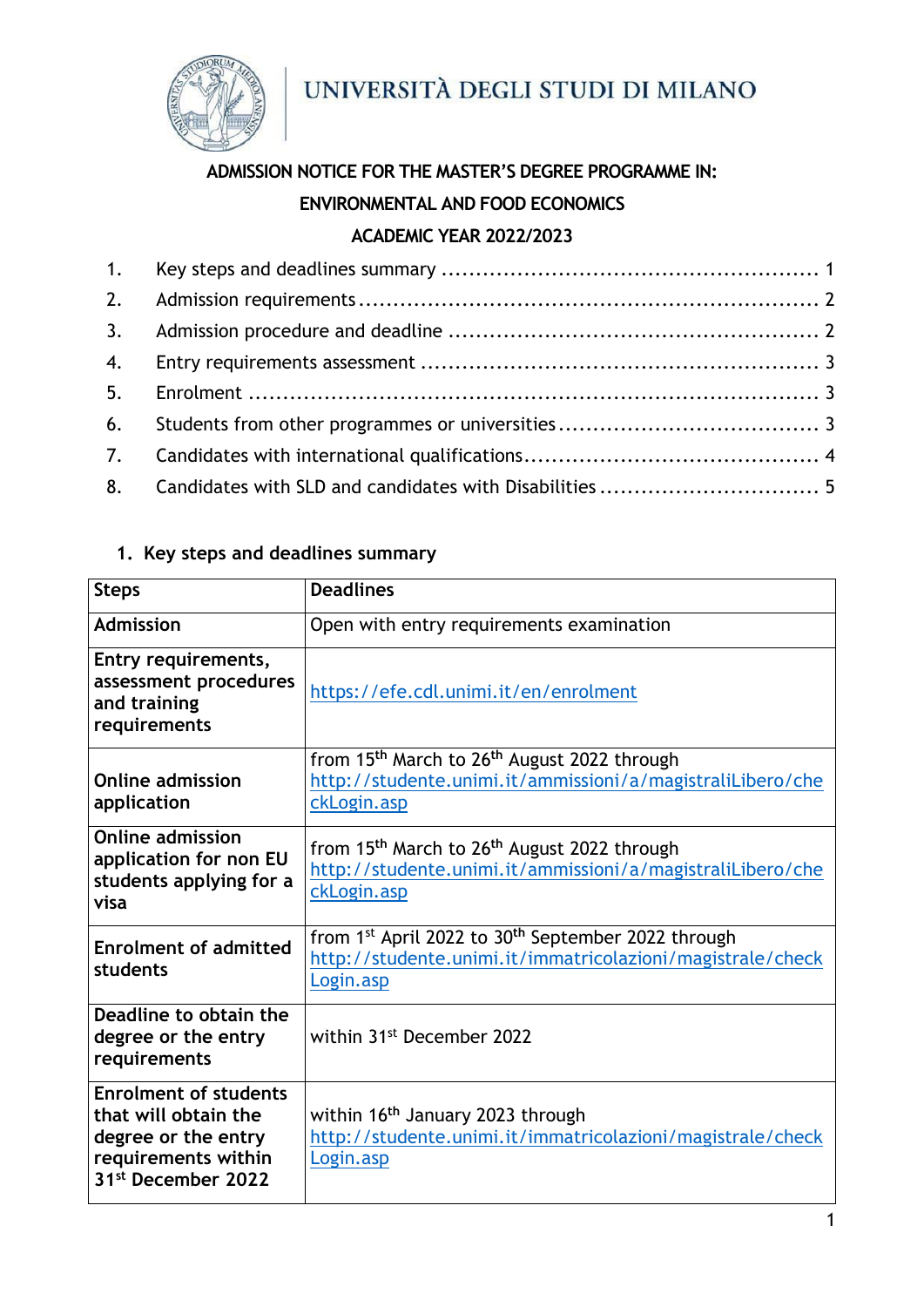UNIVERSITÀ DEGLI STUDI DI MILANO

# ADMISSION NOTICE FOR THE MASTER'S DEGREE PROGRAMME IN: ENVIRONMENTAL AND FOOD ECONOMICS ACADEMIC YEAR 2022/2023

1. Key steps and deadlines summary ........ 1
2. Admission requirements ........ 2
3. Admission procedure and deadline ........ 2
4. Entry requirements assessment ........ 3
5. Enrolment ........ 3
6. Students from other programmes or universities ........ 3
7. Candidates with international qualifications ........ 4
8. Candidates with SLD and candidates with Disabilities ........ 5

## 1. Key steps and deadlines summary

| Steps | Deadlines |
|---|---|
| **Admission** | Open with entry requirements examination |
| **Entry requirements, assessment procedures and training requirements** | https://efe.cdl.unimi.it/en/enrolment |
| **Online admission application** | from 15th March to 26th August 2022 through http://studente.unimi.it/ammissioni/a/magistraliLibero/checkLogin.asp |
| **Online admission application for non EU students applying for a visa** | from 15th March to 26th August 2022 through http://studente.unimi.it/ammissioni/a/magistraliLibero/checkLogin.asp |
| **Enrolment of admitted students** | from 1st April 2022 to 30th September 2022 through http://studente.unimi.it/immatricolazioni/magistrale/checkLogin.asp |
| **Deadline to obtain the degree or the entry requirements** | within 31st December 2022 |
| **Enrolment of students that will obtain the degree or the entry requirements within 31st December 2022** | within 16th January 2023 through http://studente.unimi.it/immatricolazioni/magistrale/checkLogin.asp |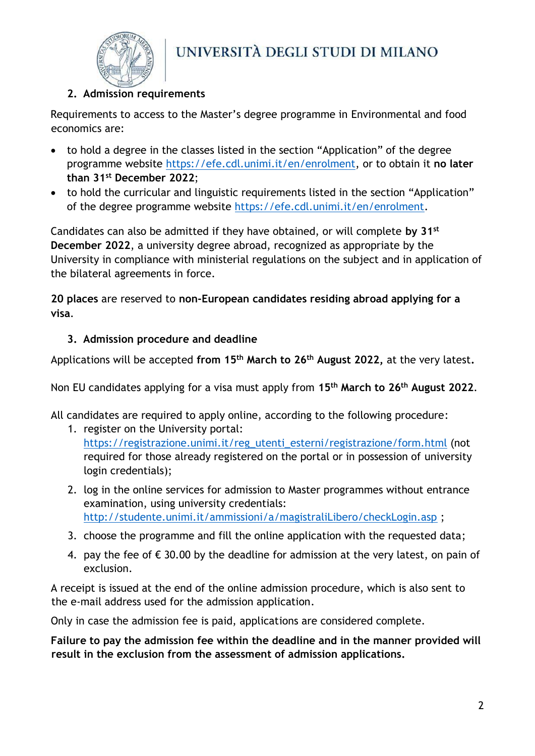## 2. Admission requirements

Requirements to access to the Master's degree programme in Environmental and food economics are:

- to hold a degree in the classes listed in the section "Application" of the degree programme website https://efe.cdl.unimi.it/en/enrolment, or to obtain it **no later than 31st December 2022**;
- to hold the curricular and linguistic requirements listed in the section "Application" of the degree programme website https://efe.cdl.unimi.it/en/enrolment.

Candidates can also be admitted if they have obtained, or will complete **by 31st December 2022**, a university degree abroad, recognized as appropriate by the University in compliance with ministerial regulations on the subject and in application of the bilateral agreements in force.

**20 places** are reserved to **non-European candidates residing abroad applying for a visa**.

## 3. Admission procedure and deadline

Applications will be accepted **from 15th March to 26th August 2022**, at the very latest**.**

Non EU candidates applying for a visa must apply from **15th March to 26th August 2022**.

All candidates are required to apply online, according to the following procedure:

1. register on the University portal: https://registrazione.unimi.it/reg_utenti_esterni/registrazione/form.html (not required for those already registered on the portal or in possession of university login credentials);
2. log in the online services for admission to Master programmes without entrance examination, using university credentials: http://studente.unimi.it/ammissioni/a/magistraliLibero/checkLogin.asp ;
3. choose the programme and fill the online application with the requested data;
4. pay the fee of € 30.00 by the deadline for admission at the very latest, on pain of exclusion.

A receipt is issued at the end of the online admission procedure, which is also sent to the e-mail address used for the admission application.

Only in case the admission fee is paid, applications are considered complete.

**Failure to pay the admission fee within the deadline and in the manner provided will result in the exclusion from the assessment of admission applications.**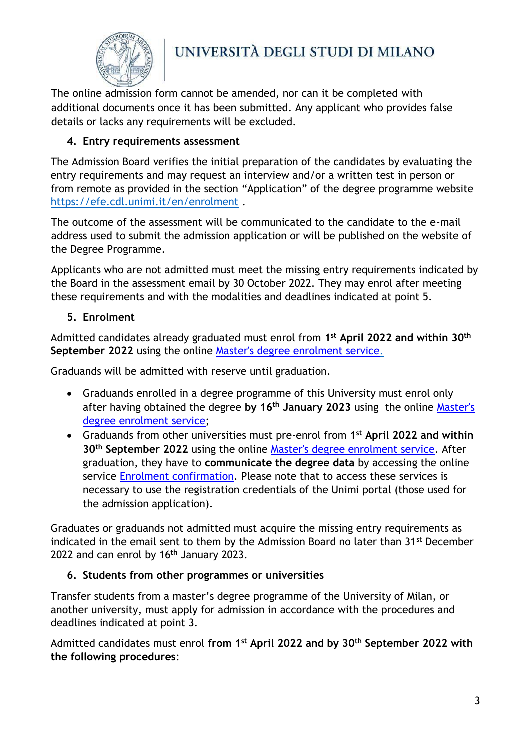The online admission form cannot be amended, nor can it be completed with additional documents once it has been submitted. Any applicant who provides false details or lacks any requirements will be excluded.

## 4. Entry requirements assessment

The Admission Board verifies the initial preparation of the candidates by evaluating the entry requirements and may request an interview and/or a written test in person or from remote as provided in the section “Application” of the degree programme website [https://efe.cdl.unimi.it/en/enrolment](https://efe.cdl.unimi.it/en/enrolment) .

The outcome of the assessment will be communicated to the candidate to the e-mail address used to submit the admission application or will be published on the website of the Degree Programme.

Applicants who are not admitted must meet the missing entry requirements indicated by the Board in the assessment email by 30 October 2022. They may enrol after meeting these requirements and with the modalities and deadlines indicated at point 5.

## 5. Enrolment

Admitted candidates already graduated must enrol from **1st April 2022 and within 30th September 2022** using the online Master's degree enrolment service.

Graduands will be admitted with reserve until graduation.

- Graduands enrolled in a degree programme of this University must enrol only after having obtained the degree **by 16th January 2023** using the online Master's degree enrolment service;
- Graduands from other universities must pre-enrol from **1st April 2022 and within 30th September 2022** using the online Master's degree enrolment service. After graduation, they have to **communicate the degree data** by accessing the online service Enrolment confirmation. Please note that to access these services is necessary to use the registration credentials of the Unimi portal (those used for the admission application).

Graduates or graduands not admitted must acquire the missing entry requirements as indicated in the email sent to them by the Admission Board no later than 31st December 2022 and can enrol by 16th January 2023.

## 6. Students from other programmes or universities

Transfer students from a master’s degree programme of the University of Milan, or another university, must apply for admission in accordance with the procedures and deadlines indicated at point 3.

Admitted candidates must enrol **from 1st April 2022 and by 30th September 2022 with the following procedures**: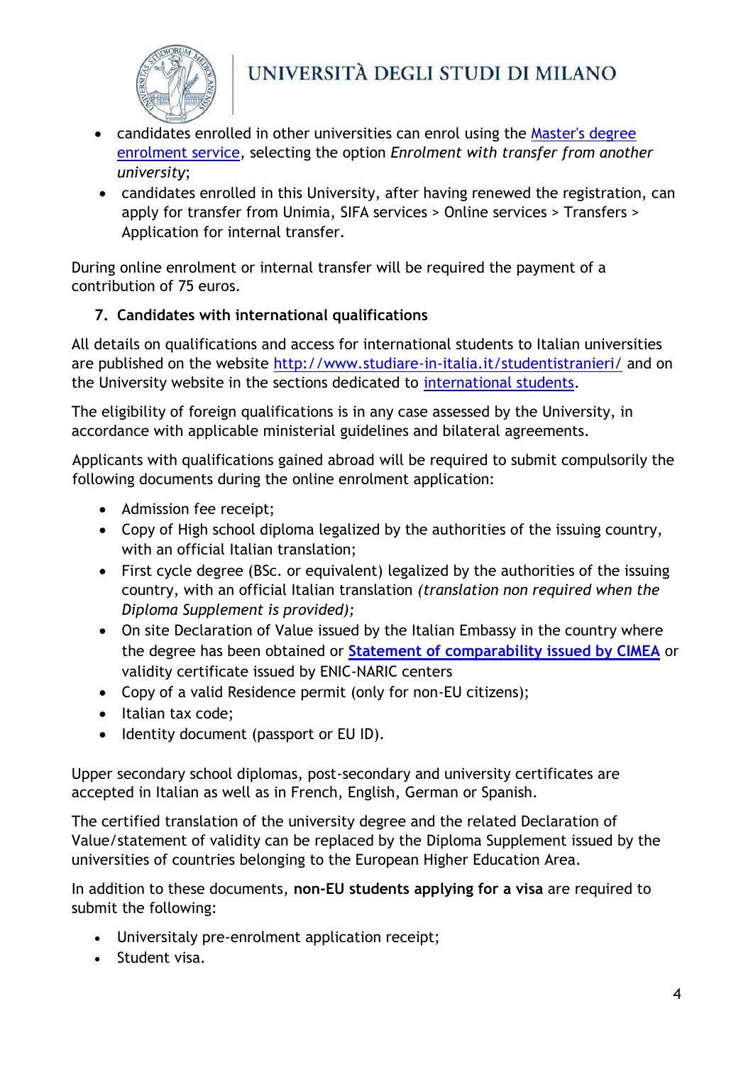- candidates enrolled in other universities can enrol using the [Master's degree enrolment service](), selecting the option *Enrolment with transfer from another university*;
- candidates enrolled in this University, after having renewed the registration, can apply for transfer from Unimia, SIFA services > Online services > Transfers > Application for internal transfer.

During online enrolment or internal transfer will be required the payment of a contribution of 75 euros.

### 7. Candidates with international qualifications

All details on qualifications and access for international students to Italian universities are published on the website http://www.studiare-in-italia.it/studentistranieri/ and on the University website in the sections dedicated to international students.

The eligibility of foreign qualifications is in any case assessed by the University, in accordance with applicable ministerial guidelines and bilateral agreements.

Applicants with qualifications gained abroad will be required to submit compulsorily the following documents during the online enrolment application:

- Admission fee receipt;
- Copy of High school diploma legalized by the authorities of the issuing country, with an official Italian translation;
- First cycle degree (BSc. or equivalent) legalized by the authorities of the issuing country, with an official Italian translation *(translation non required when the Diploma Supplement is provided);*
- On site Declaration of Value issued by the Italian Embassy in the country where the degree has been obtained or **Statement of comparability issued by CIMEA** or validity certificate issued by ENIC-NARIC centers
- Copy of a valid Residence permit (only for non-EU citizens);
- Italian tax code;
- Identity document (passport or EU ID).

Upper secondary school diplomas, post-secondary and university certificates are accepted in Italian as well as in French, English, German or Spanish.

The certified translation of the university degree and the related Declaration of Value/statement of validity can be replaced by the Diploma Supplement issued by the universities of countries belonging to the European Higher Education Area.

In addition to these documents, **non-EU students applying for a visa** are required to submit the following:

- Universitaly pre-enrolment application receipt;
- Student visa.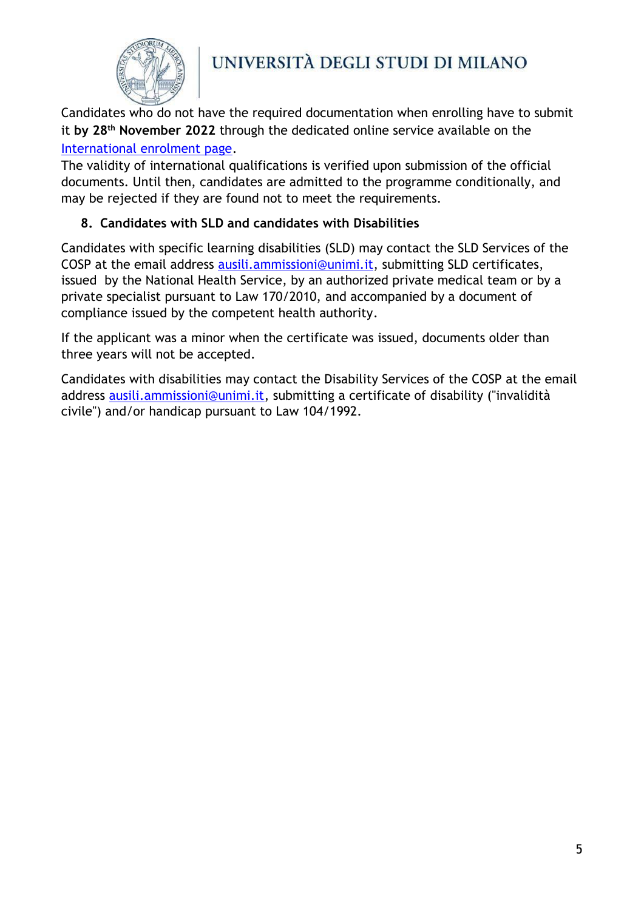Candidates who do not have the required documentation when enrolling have to submit it **by 28th November 2022** through the dedicated online service available on the International enrolment page.

The validity of international qualifications is verified upon submission of the official documents. Until then, candidates are admitted to the programme conditionally, and may be rejected if they are found not to meet the requirements.

## 8. Candidates with SLD and candidates with Disabilities

Candidates with specific learning disabilities (SLD) may contact the SLD Services of the COSP at the email address ausili.ammissioni@unimi.it, submitting SLD certificates, issued by the National Health Service, by an authorized private medical team or by a private specialist pursuant to Law 170/2010, and accompanied by a document of compliance issued by the competent health authority.

If the applicant was a minor when the certificate was issued, documents older than three years will not be accepted.

Candidates with disabilities may contact the Disability Services of the COSP at the email address ausili.ammissioni@unimi.it, submitting a certificate of disability ("invalidità civile") and/or handicap pursuant to Law 104/1992.